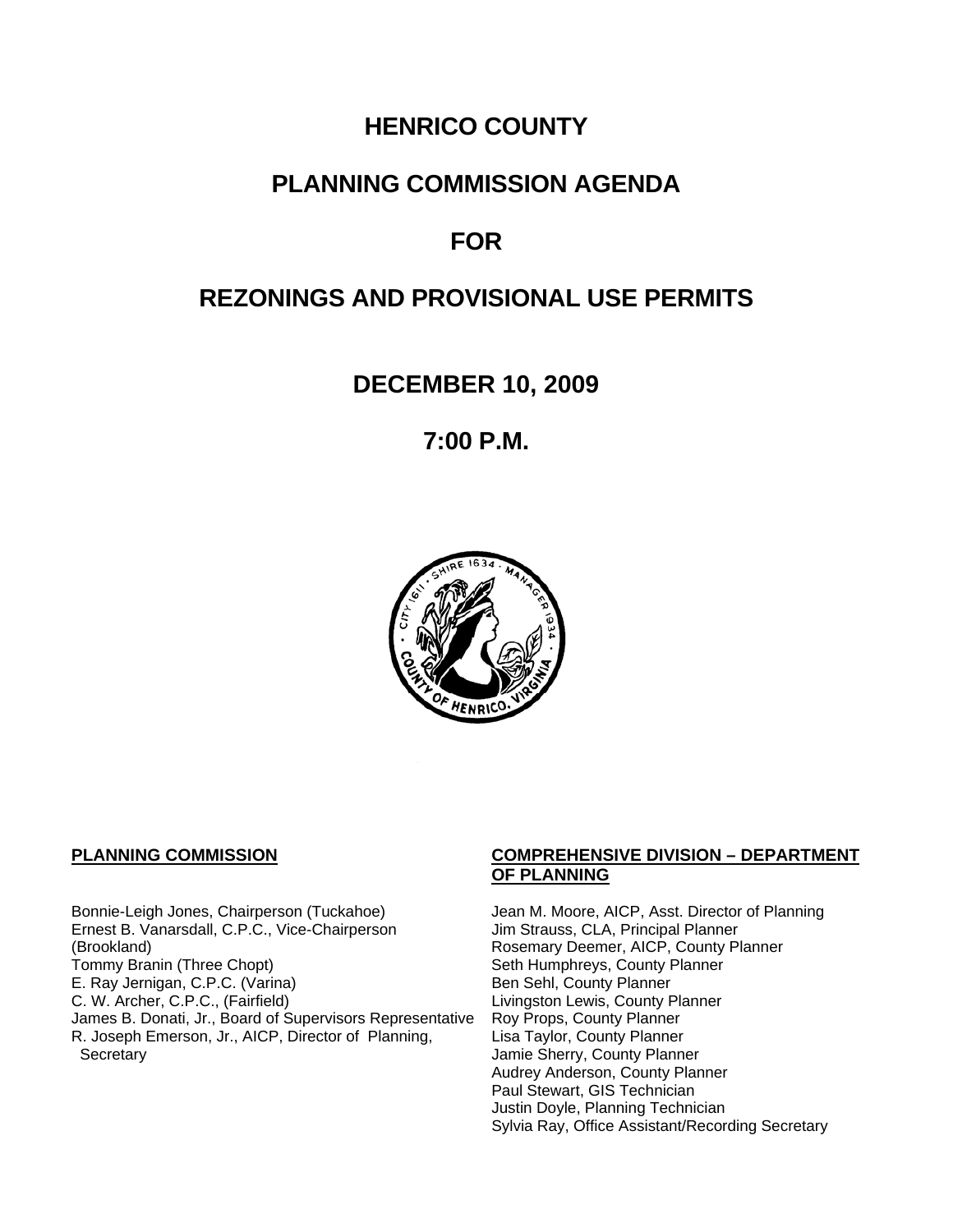# HENRICO COUNTY

# PLANNING COMMISSION AGENDA

# FOR

# REZONINGS AND PROVISIONAL USE PERMITS

## DECEMBER 10, 2009

## 7:00 P.M.

**PLANNING COMMISSION**

Bonnie-Leigh Jones, Chairperson (Tuckahoe)
Ernest B. Vanarsdall, C.P.C., Vice-Chairperson (Brookland)
Tommy Branin (Three Chopt)
E. Ray Jernigan, C.P.C. (Varina)
C. W. Archer, C.P.C., (Fairfield)
James B. Donati, Jr., Board of Supervisors Representative
R. Joseph Emerson, Jr., AICP, Director of Planning, Secretary

**COMPREHENSIVE DIVISION – DEPARTMENT OF PLANNING**

Jean M. Moore, AICP, Asst. Director of Planning
Jim Strauss, CLA, Principal Planner
Rosemary Deemer, AICP, County Planner
Seth Humphreys, County Planner
Ben Sehl, County Planner
Livingston Lewis, County Planner
Roy Props, County Planner
Lisa Taylor, County Planner
Jamie Sherry, County Planner
Audrey Anderson, County Planner
Paul Stewart, GIS Technician
Justin Doyle, Planning Technician
Sylvia Ray, Office Assistant/Recording Secretary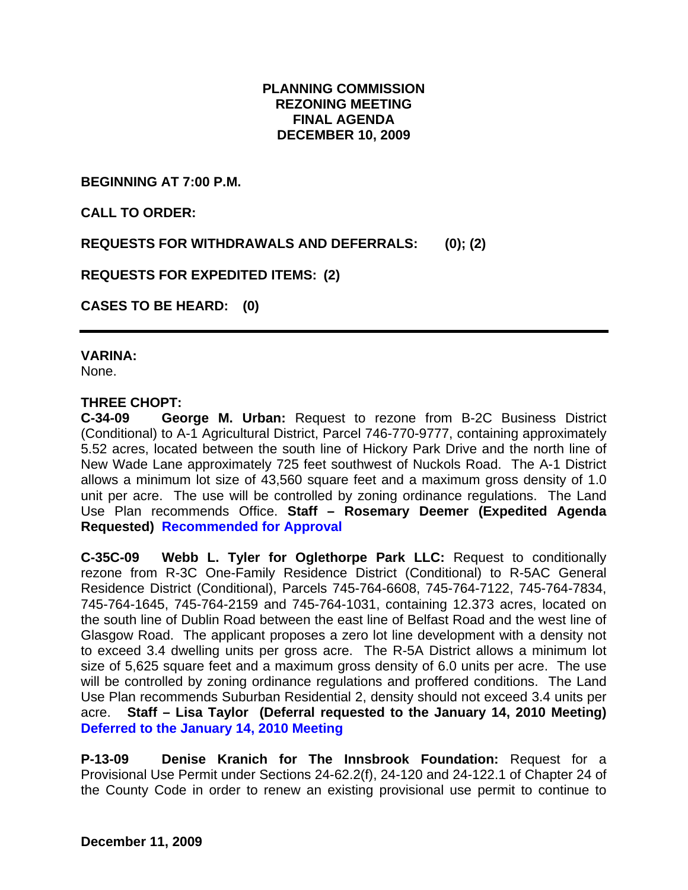**PLANNING COMMISSION**
**REZONING MEETING**
**FINAL AGENDA**
**DECEMBER 10, 2009**

**BEGINNING AT 7:00 P.M.**

**CALL TO ORDER:**

**REQUESTS FOR WITHDRAWALS AND DEFERRALS: (0); (2)**

**REQUESTS FOR EXPEDITED ITEMS: (2)**

**CASES TO BE HEARD: (0)**

---

**VARINA:**
None.

**THREE CHOPT:**
**C-34-09 George M. Urban:** Request to rezone from B-2C Business District (Conditional) to A-1 Agricultural District, Parcel 746-770-9777, containing approximately 5.52 acres, located between the south line of Hickory Park Drive and the north line of New Wade Lane approximately 725 feet southwest of Nuckols Road. The A-1 District allows a minimum lot size of 43,560 square feet and a maximum gross density of 1.0 unit per acre. The use will be controlled by zoning ordinance regulations. The Land Use Plan recommends Office. **Staff – Rosemary Deemer (Expedited Agenda Requested) Recommended for Approval**

**C-35C-09 Webb L. Tyler for Oglethorpe Park LLC:** Request to conditionally rezone from R-3C One-Family Residence District (Conditional) to R-5AC General Residence District (Conditional), Parcels 745-764-6608, 745-764-7122, 745-764-7834, 745-764-1645, 745-764-2159 and 745-764-1031, containing 12.373 acres, located on the south line of Dublin Road between the east line of Belfast Road and the west line of Glasgow Road. The applicant proposes a zero lot line development with a density not to exceed 3.4 dwelling units per gross acre. The R-5A District allows a minimum lot size of 5,625 square feet and a maximum gross density of 6.0 units per acre. The use will be controlled by zoning ordinance regulations and proffered conditions. The Land Use Plan recommends Suburban Residential 2, density should not exceed 3.4 units per acre. **Staff – Lisa Taylor (Deferral requested to the January 14, 2010 Meeting) Deferred to the January 14, 2010 Meeting**

**P-13-09 Denise Kranich for The Innsbrook Foundation:** Request for a Provisional Use Permit under Sections 24-62.2(f), 24-120 and 24-122.1 of Chapter 24 of the County Code in order to renew an existing provisional use permit to continue to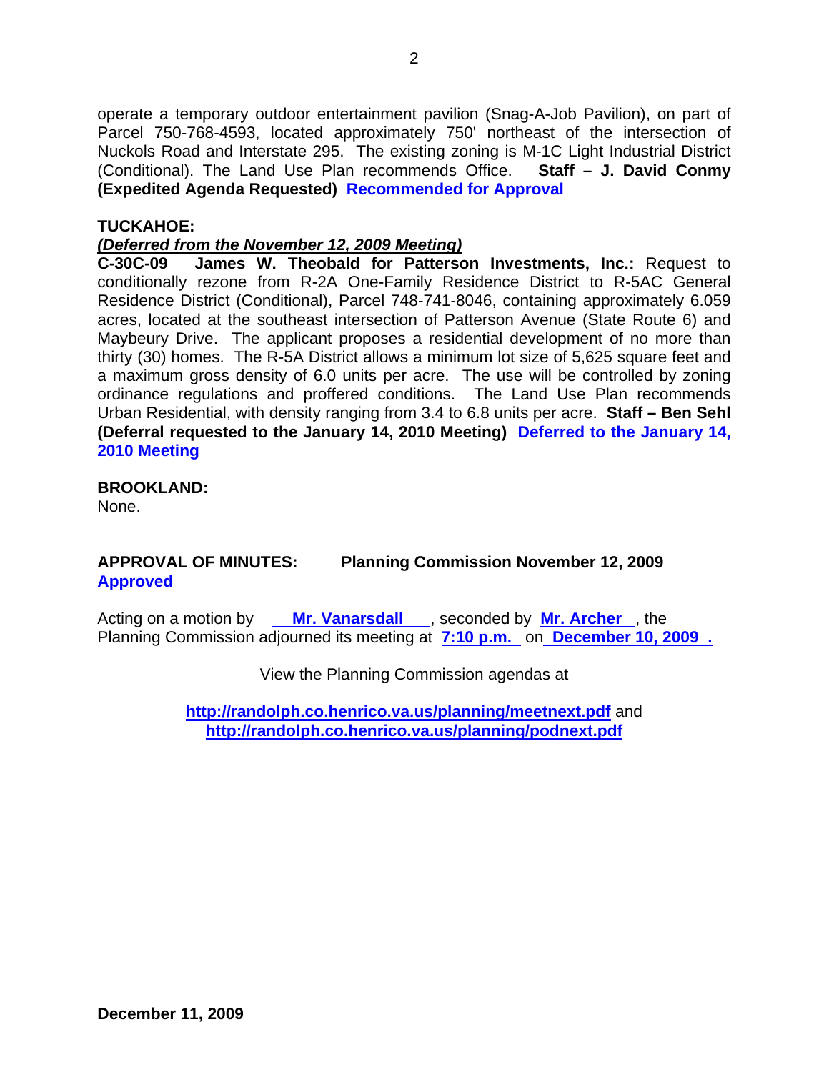operate a temporary outdoor entertainment pavilion (Snag-A-Job Pavilion), on part of Parcel 750-768-4593, located approximately 750' northeast of the intersection of Nuckols Road and Interstate 295. The existing zoning is M-1C Light Industrial District (Conditional). The Land Use Plan recommends Office. **Staff – J. David Conmy (Expedited Agenda Requested)** **Recommended for Approval**

**TUCKAHOE:**

***(Deferred from the November 12, 2009 Meeting)***

**C-30C-09 James W. Theobald for Patterson Investments, Inc.:** Request to conditionally rezone from R-2A One-Family Residence District to R-5AC General Residence District (Conditional), Parcel 748-741-8046, containing approximately 6.059 acres, located at the southeast intersection of Patterson Avenue (State Route 6) and Maybeury Drive. The applicant proposes a residential development of no more than thirty (30) homes. The R-5A District allows a minimum lot size of 5,625 square feet and a maximum gross density of 6.0 units per acre. The use will be controlled by zoning ordinance regulations and proffered conditions. The Land Use Plan recommends Urban Residential, with density ranging from 3.4 to 6.8 units per acre. **Staff – Ben Sehl (Deferral requested to the January 14, 2010 Meeting)** **Deferred to the January 14, 2010 Meeting**

**BROOKLAND:**
None.

**APPROVAL OF MINUTES: Planning Commission November 12, 2009**
**Approved**

Acting on a motion by **Mr. Vanarsdall**, seconded by **Mr. Archer**, the Planning Commission adjourned its meeting at **7:10 p.m.** on **December 10, 2009**.

View the Planning Commission agendas at

**http://randolph.co.henrico.va.us/planning/meetnext.pdf** and
**http://randolph.co.henrico.va.us/planning/podnext.pdf**

**December 11, 2009**